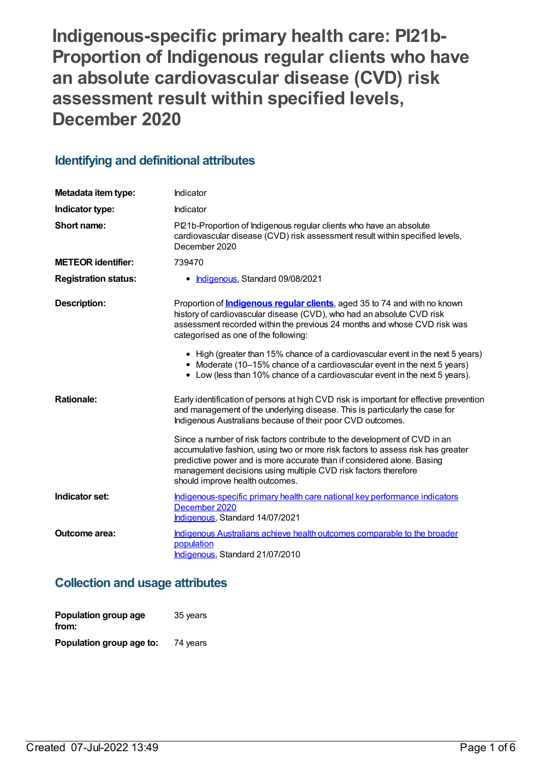# Indigenous-specific primary health care: PI21b-Proportion of Indigenous regular clients who have an absolute cardiovascular disease (CVD) risk assessment result within specified levels, December 2020

## Identifying and definitional attributes

| | |
|---|---|
| **Metadata item type:** | Indicator |
| **Indicator type:** | Indicator |
| **Short name:** | PI21b-Proportion of Indigenous regular clients who have an absolute cardiovascular disease (CVD) risk assessment result within specified levels, December 2020 |
| **METEOR identifier:** | 739470 |
| **Registration status:** | Indigenous, Standard 09/08/2021 |

**Description:**

Proportion of **Indigenous regular clients**, aged 35 to 74 and with no known history of cardiovascular disease (CVD), who had an absolute CVD risk assessment recorded within the previous 24 months and whose CVD risk was categorised as one of the following:

- High (greater than 15% chance of a cardiovascular event in the next 5 years)
- Moderate (10–15% chance of a cardiovascular event in the next 5 years)
- Low (less than 10% chance of a cardiovascular event in the next 5 years).

**Rationale:**

Early identification of persons at high CVD risk is important for effective prevention and management of the underlying disease. This is particularly the case for Indigenous Australians because of their poor CVD outcomes.

Since a number of risk factors contribute to the development of CVD in an accumulative fashion, using two or more risk factors to assess risk has greater predictive power and is more accurate than if considered alone. Basing management decisions using multiple CVD risk factors therefore should improve health outcomes.

**Indicator set:**

Indigenous-specific primary health care national key performance indicators December 2020
Indigenous, Standard 14/07/2021

**Outcome area:**

Indigenous Australians achieve health outcomes comparable to the broader population
Indigenous, Standard 21/07/2010

## Collection and usage attributes

| | |
|---|---|
| **Population group age from:** | 35 years |
| **Population group age to:** | 74 years |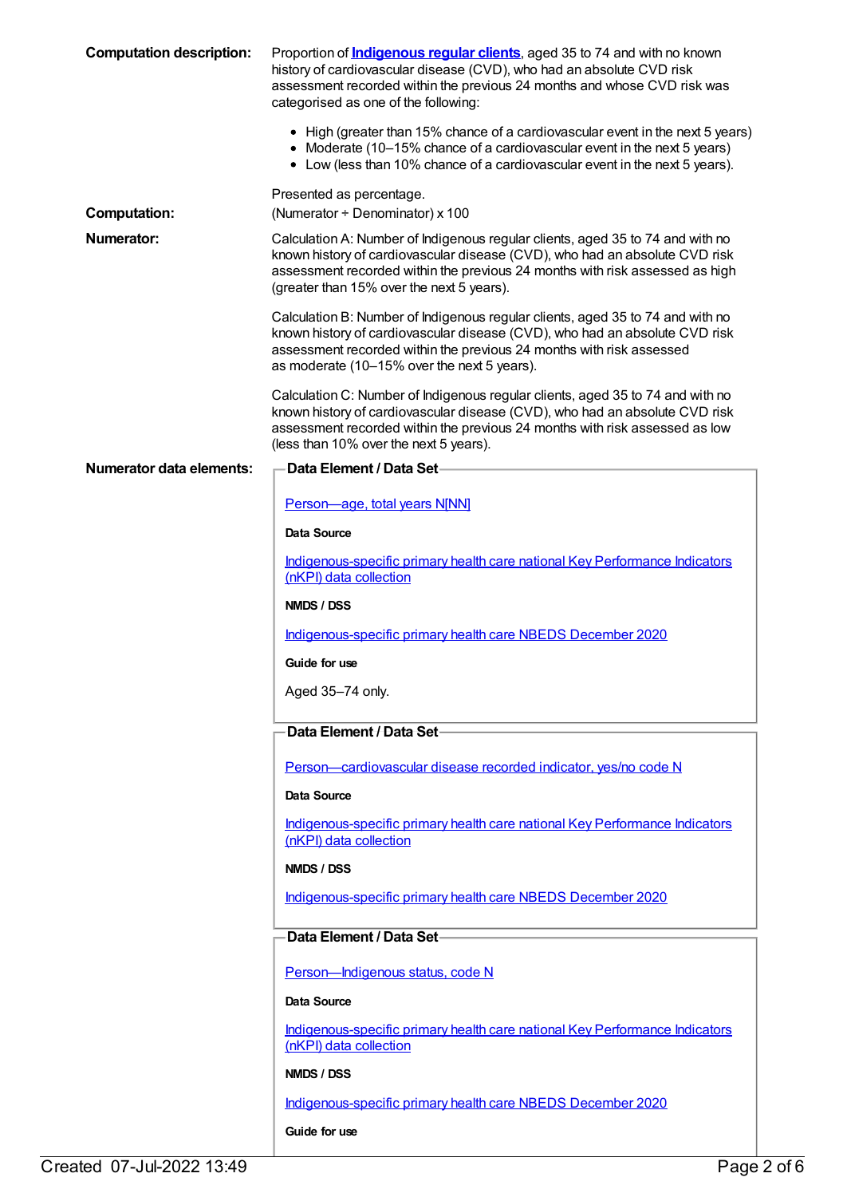**Computation description:**

Proportion of **Indigenous regular clients**, aged 35 to 74 and with no known history of cardiovascular disease (CVD), who had an absolute CVD risk assessment recorded within the previous 24 months and whose CVD risk was categorised as one of the following:

- High (greater than 15% chance of a cardiovascular event in the next 5 years)
- Moderate (10–15% chance of a cardiovascular event in the next 5 years)
- Low (less than 10% chance of a cardiovascular event in the next 5 years).

Presented as percentage.

**Computation:**

(Numerator ÷ Denominator) x 100

**Numerator:**

Calculation A: Number of Indigenous regular clients, aged 35 to 74 and with no known history of cardiovascular disease (CVD), who had an absolute CVD risk assessment recorded within the previous 24 months with risk assessed as high (greater than 15% over the next 5 years).

Calculation B: Number of Indigenous regular clients, aged 35 to 74 and with no known history of cardiovascular disease (CVD), who had an absolute CVD risk assessment recorded within the previous 24 months with risk assessed as moderate (10–15% over the next 5 years).

Calculation C: Number of Indigenous regular clients, aged 35 to 74 and with no known history of cardiovascular disease (CVD), who had an absolute CVD risk assessment recorded within the previous 24 months with risk assessed as low (less than 10% over the next 5 years).

**Numerator data elements:**

**Data Element / Data Set**

Person—age, total years N[NN]

**Data Source**

Indigenous-specific primary health care national Key Performance Indicators (nKPI) data collection

**NMDS / DSS**

Indigenous-specific primary health care NBEDS December 2020

**Guide for use**

Aged 35–74 only.

**Data Element / Data Set**

Person—cardiovascular disease recorded indicator, yes/no code N

**Data Source**

Indigenous-specific primary health care national Key Performance Indicators (nKPI) data collection

**NMDS / DSS**

Indigenous-specific primary health care NBEDS December 2020

**Data Element / Data Set**

Person—Indigenous status, code N

**Data Source**

Indigenous-specific primary health care national Key Performance Indicators (nKPI) data collection

**NMDS / DSS**

Indigenous-specific primary health care NBEDS December 2020

**Guide for use**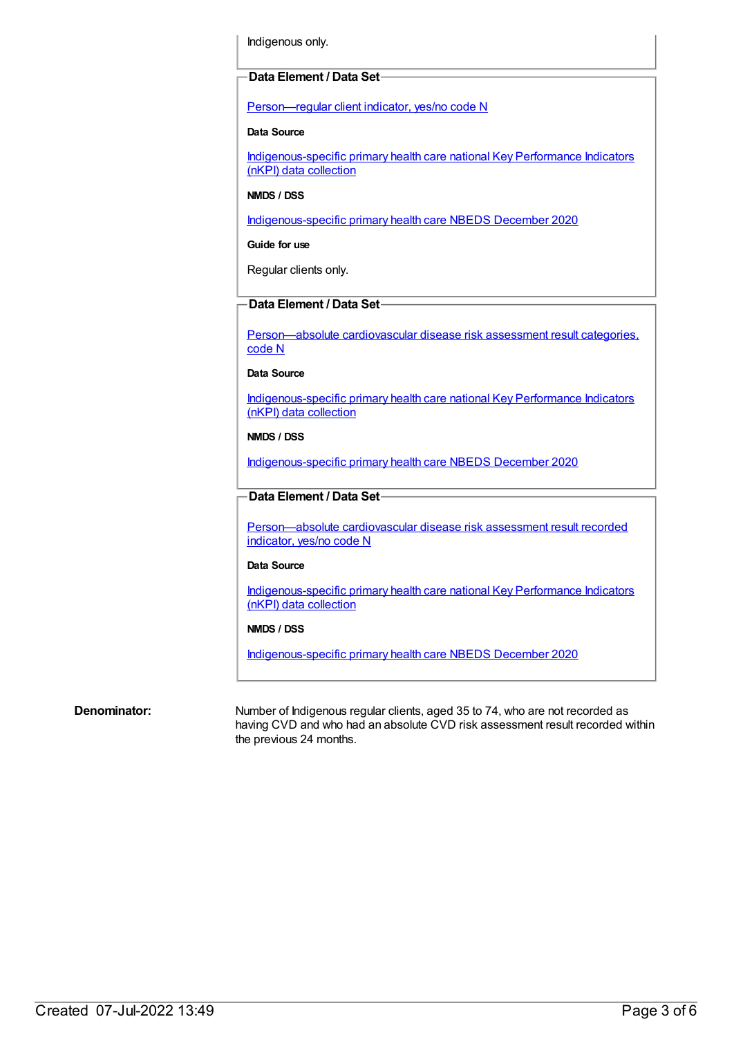Indigenous only.

**Data Element / Data Set**

Person—regular client indicator, yes/no code N

**Data Source**

Indigenous-specific primary health care national Key Performance Indicators (nKPI) data collection

**NMDS / DSS**

Indigenous-specific primary health care NBEDS December 2020

**Guide for use**

Regular clients only.

**Data Element / Data Set**

Person—absolute cardiovascular disease risk assessment result categories, code N

**Data Source**

Indigenous-specific primary health care national Key Performance Indicators (nKPI) data collection

**NMDS / DSS**

Indigenous-specific primary health care NBEDS December 2020

**Data Element / Data Set**

Person—absolute cardiovascular disease risk assessment result recorded indicator, yes/no code N

**Data Source**

Indigenous-specific primary health care national Key Performance Indicators (nKPI) data collection

**NMDS / DSS**

Indigenous-specific primary health care NBEDS December 2020

**Denominator:**

Number of Indigenous regular clients, aged 35 to 74, who are not recorded as having CVD and who had an absolute CVD risk assessment result recorded within the previous 24 months.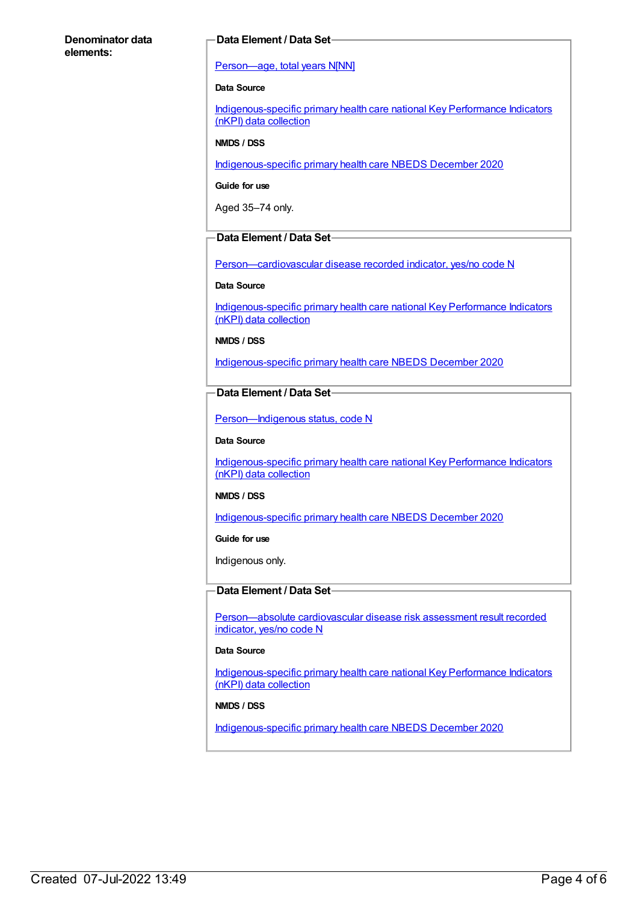**Denominator data elements:**

**Data Element / Data Set**

Person—age, total years N[NN]

**Data Source**

Indigenous-specific primary health care national Key Performance Indicators (nKPI) data collection

**NMDS / DSS**

Indigenous-specific primary health care NBEDS December 2020

**Guide for use**

Aged 35–74 only.

**Data Element / Data Set**

Person—cardiovascular disease recorded indicator, yes/no code N

**Data Source**

Indigenous-specific primary health care national Key Performance Indicators (nKPI) data collection

**NMDS / DSS**

Indigenous-specific primary health care NBEDS December 2020

**Data Element / Data Set**

Person—Indigenous status, code N

**Data Source**

Indigenous-specific primary health care national Key Performance Indicators (nKPI) data collection

**NMDS / DSS**

Indigenous-specific primary health care NBEDS December 2020

**Guide for use**

Indigenous only.

**Data Element / Data Set**

Person—absolute cardiovascular disease risk assessment result recorded indicator, yes/no code N

**Data Source**

Indigenous-specific primary health care national Key Performance Indicators (nKPI) data collection

**NMDS / DSS**

Indigenous-specific primary health care NBEDS December 2020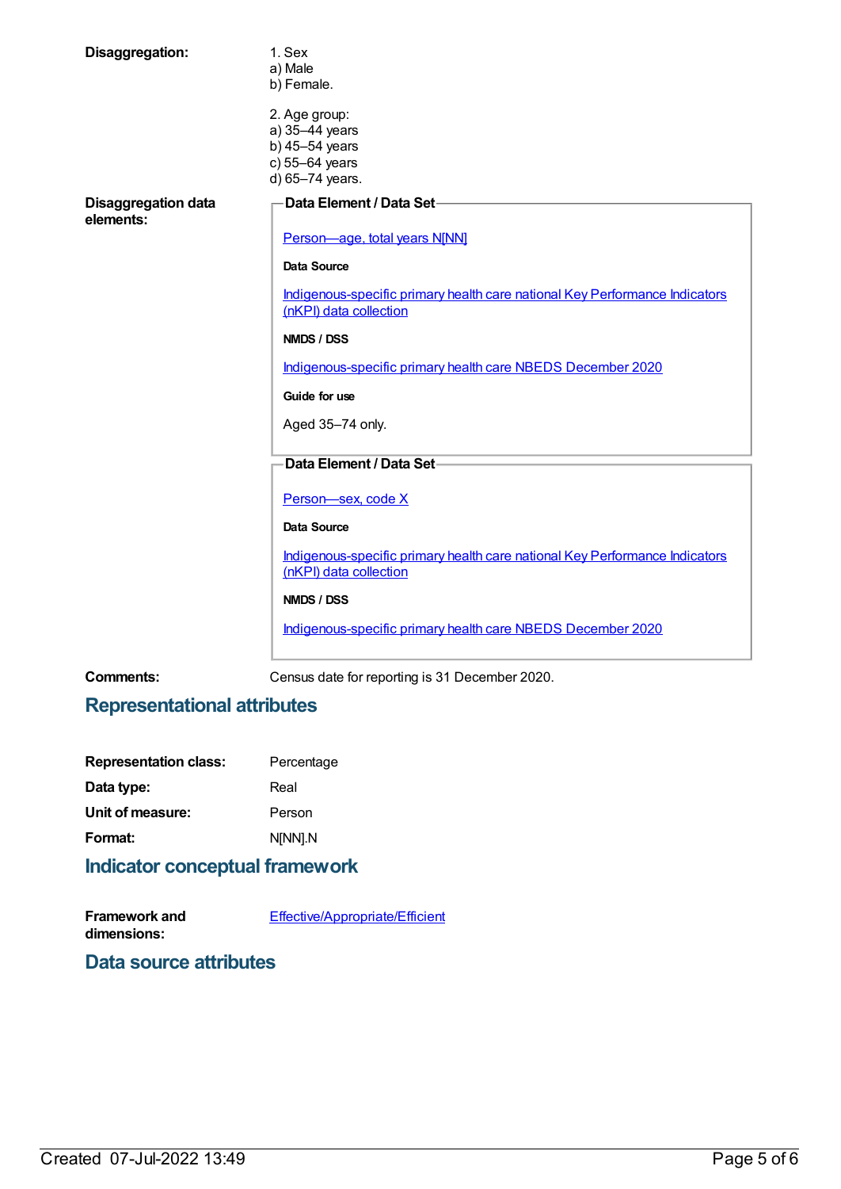**Disaggregation:**

1. Sex
a) Male
b) Female.

2. Age group:
a) 35–44 years
b) 45–54 years
c) 55–64 years
d) 65–74 years.

**Disaggregation data elements:**

**Data Element / Data Set**

Person—age, total years N[NN]

**Data Source**

Indigenous-specific primary health care national Key Performance Indicators (nKPI) data collection

**NMDS / DSS**

Indigenous-specific primary health care NBEDS December 2020

**Guide for use**

Aged 35–74 only.

**Data Element / Data Set**

Person—sex, code X

**Data Source**

Indigenous-specific primary health care national Key Performance Indicators (nKPI) data collection

**NMDS / DSS**

Indigenous-specific primary health care NBEDS December 2020

**Comments:** Census date for reporting is 31 December 2020.

## Representational attributes

**Representation class:** Percentage

**Data type:** Real

**Unit of measure:** Person

**Format:** N[NN].N

## Indicator conceptual framework

**Framework and dimensions:** Effective/Appropriate/Efficient

## Data source attributes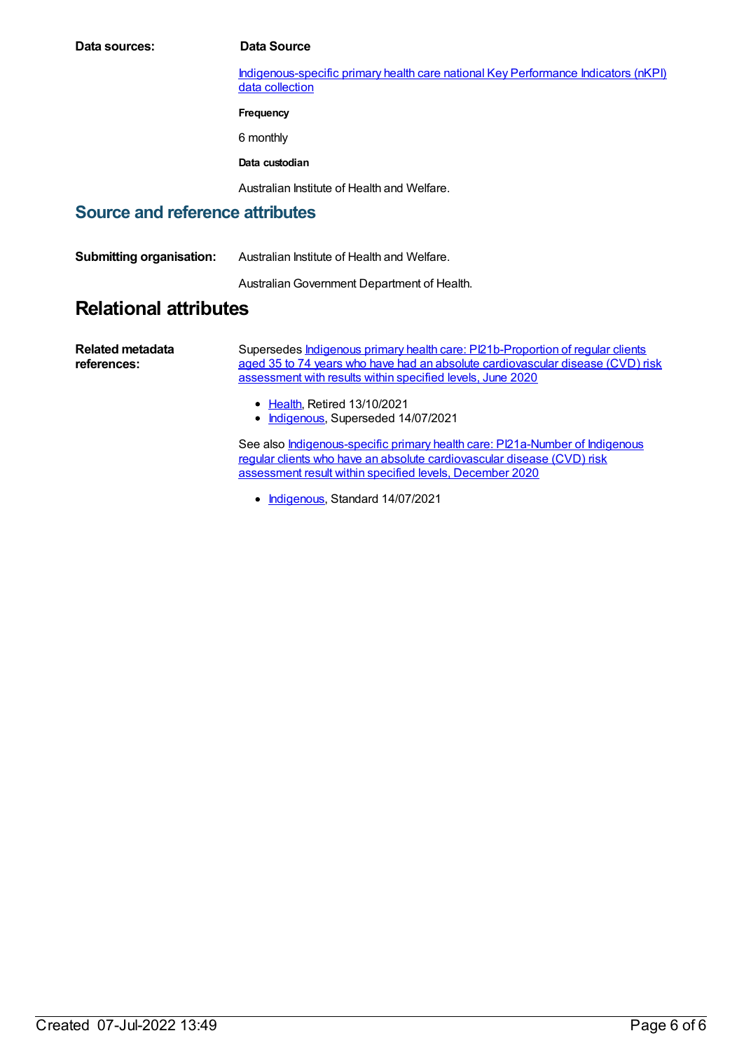**Data sources:**

**Data Source**

Indigenous-specific primary health care national Key Performance Indicators (nKPI) data collection

**Frequency**

6 monthly

**Data custodian**

Australian Institute of Health and Welfare.

## Source and reference attributes

**Submitting organisation:**

Australian Institute of Health and Welfare.

Australian Government Department of Health.

# Relational attributes

**Related metadata references:**

Supersedes Indigenous primary health care: PI21b-Proportion of regular clients aged 35 to 74 years who have had an absolute cardiovascular disease (CVD) risk assessment with results within specified levels, June 2020

- Health, Retired 13/10/2021
- Indigenous, Superseded 14/07/2021

See also Indigenous-specific primary health care: PI21a-Number of Indigenous regular clients who have an absolute cardiovascular disease (CVD) risk assessment result within specified levels, December 2020

- Indigenous, Standard 14/07/2021